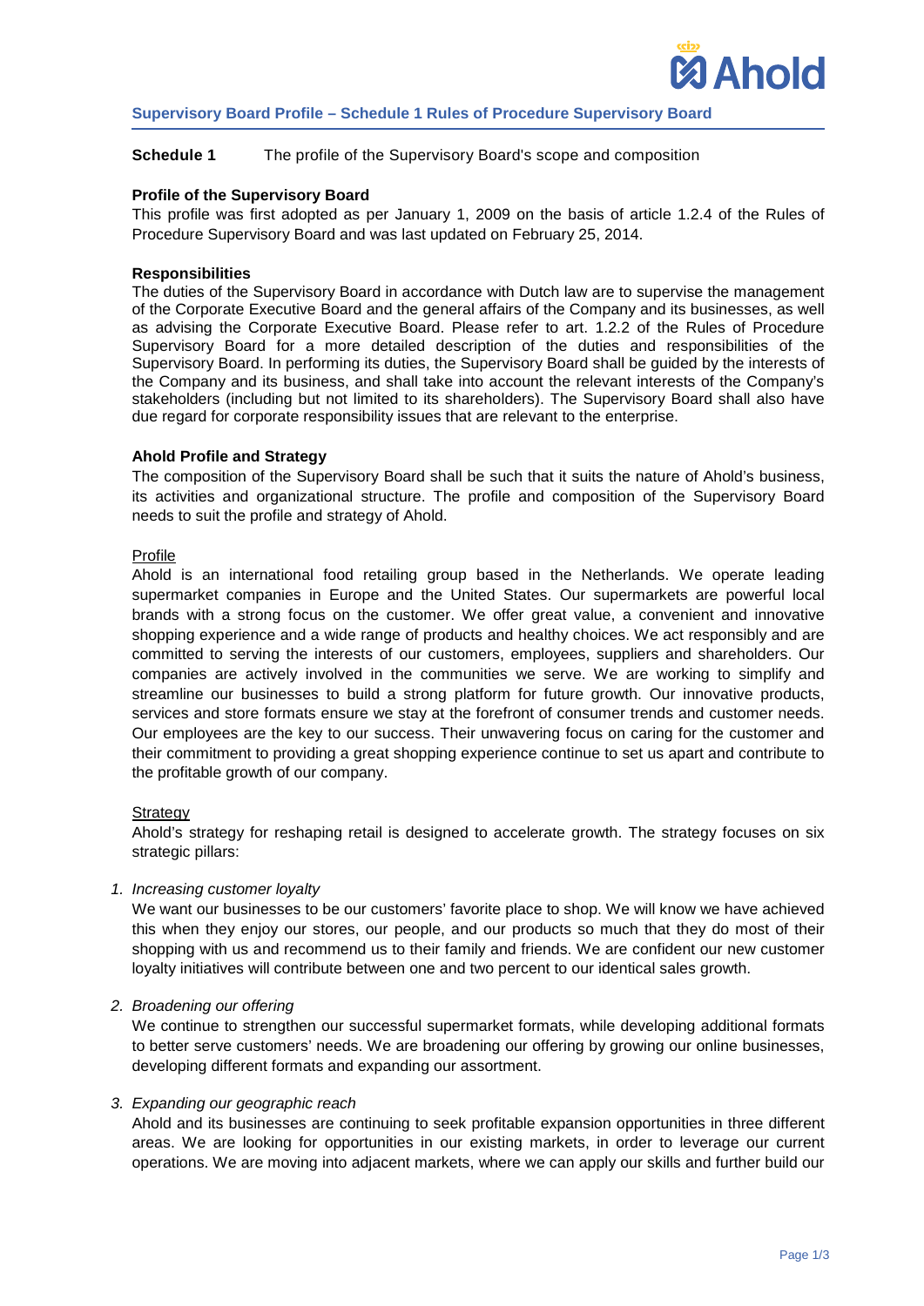**Schedule 1** The profile of the Supervisory Board's scope and composition

**Profile of the Supervisory Board**

This profile was first adopted as per January 1, 2009 on the basis of article 1.2.4 of the Rules of Procedure Supervisory Board and was last updated on February 25, 2014.

**Responsibilities**

The duties of the Supervisory Board in accordance with Dutch law are to supervise the management of the Corporate Executive Board and the general affairs of the Company and its businesses, as well as advising the Corporate Executive Board. Please refer to art. 1.2.2 of the Rules of Procedure Supervisory Board for a more detailed description of the duties and responsibilities of the Supervisory Board. In performing its duties, the Supervisory Board shall be guided by the interests of the Company and its business, and shall take into account the relevant interests of the Company's stakeholders (including but not limited to its shareholders). The Supervisory Board shall also have due regard for corporate responsibility issues that are relevant to the enterprise.

**Ahold Profile and Strategy**

The composition of the Supervisory Board shall be such that it suits the nature of Ahold's business, its activities and organizational structure. The profile and composition of the Supervisory Board needs to suit the profile and strategy of Ahold.

Profile

Ahold is an international food retailing group based in the Netherlands. We operate leading supermarket companies in Europe and the United States. Our supermarkets are powerful local brands with a strong focus on the customer. We offer great value, a convenient and innovative shopping experience and a wide range of products and healthy choices. We act responsibly and are committed to serving the interests of our customers, employees, suppliers and shareholders. Our companies are actively involved in the communities we serve. We are working to simplify and streamline our businesses to build a strong platform for future growth. Our innovative products, services and store formats ensure we stay at the forefront of consumer trends and customer needs. Our employees are the key to our success. Their unwavering focus on caring for the customer and their commitment to providing a great shopping experience continue to set us apart and contribute to the profitable growth of our company.

Strategy

Ahold's strategy for reshaping retail is designed to accelerate growth. The strategy focuses on six strategic pillars:

1. *Increasing customer loyalty*

   We want our businesses to be our customers' favorite place to shop. We will know we have achieved this when they enjoy our stores, our people, and our products so much that they do most of their shopping with us and recommend us to their family and friends. We are confident our new customer loyalty initiatives will contribute between one and two percent to our identical sales growth.

2. *Broadening our offering*

   We continue to strengthen our successful supermarket formats, while developing additional formats to better serve customers' needs. We are broadening our offering by growing our online businesses, developing different formats and expanding our assortment.

3. *Expanding our geographic reach*

   Ahold and its businesses are continuing to seek profitable expansion opportunities in three different areas. We are looking for opportunities in our existing markets, in order to leverage our current operations. We are moving into adjacent markets, where we can apply our skills and further build our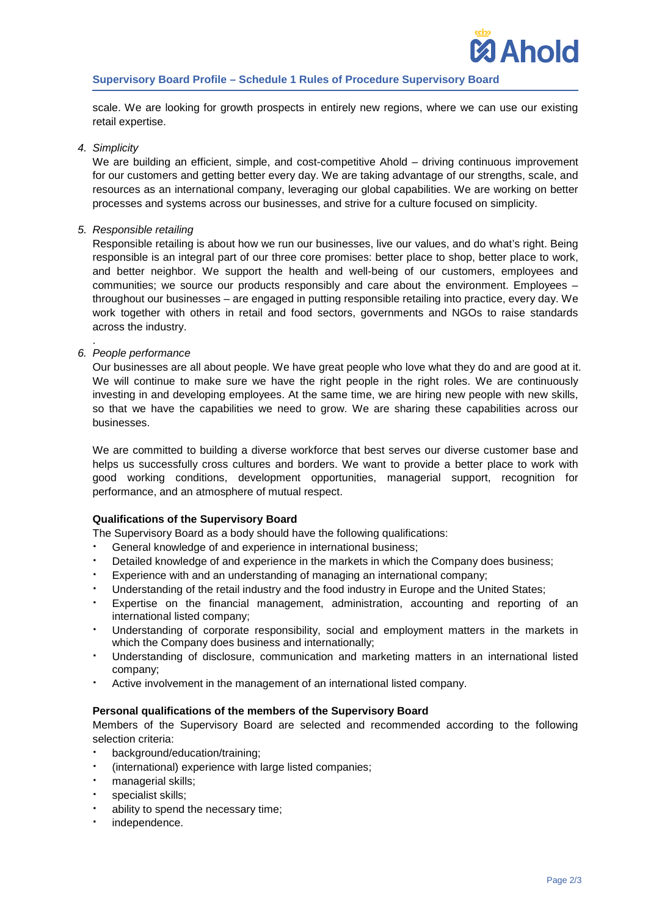scale. We are looking for growth prospects in entirely new regions, where we can use our existing retail expertise.

4. *Simplicity*

   We are building an efficient, simple, and cost-competitive Ahold – driving continuous improvement for our customers and getting better every day. We are taking advantage of our strengths, scale, and resources as an international company, leveraging our global capabilities. We are working on better processes and systems across our businesses, and strive for a culture focused on simplicity.

5. *Responsible retailing*

   Responsible retailing is about how we run our businesses, live our values, and do what's right. Being responsible is an integral part of our three core promises: better place to shop, better place to work, and better neighbor. We support the health and well-being of our customers, employees and communities; we source our products responsibly and care about the environment. Employees – throughout our businesses – are engaged in putting responsible retailing into practice, every day. We work together with others in retail and food sectors, governments and NGOs to raise standards across the industry.

   .

6. *People performance*

   Our businesses are all about people. We have great people who love what they do and are good at it. We will continue to make sure we have the right people in the right roles. We are continuously investing in and developing employees. At the same time, we are hiring new people with new skills, so that we have the capabilities we need to grow. We are sharing these capabilities across our businesses.

   We are committed to building a diverse workforce that best serves our diverse customer base and helps us successfully cross cultures and borders. We want to provide a better place to work with good working conditions, development opportunities, managerial support, recognition for performance, and an atmosphere of mutual respect.

**Qualifications of the Supervisory Board**

The Supervisory Board as a body should have the following qualifications:

- General knowledge of and experience in international business;
- Detailed knowledge of and experience in the markets in which the Company does business;
- Experience with and an understanding of managing an international company;
- Understanding of the retail industry and the food industry in Europe and the United States;
- Expertise on the financial management, administration, accounting and reporting of an international listed company;
- Understanding of corporate responsibility, social and employment matters in the markets in which the Company does business and internationally;
- Understanding of disclosure, communication and marketing matters in an international listed company;
- Active involvement in the management of an international listed company.

**Personal qualifications of the members of the Supervisory Board**

Members of the Supervisory Board are selected and recommended according to the following selection criteria:

- background/education/training;
- (international) experience with large listed companies;
- managerial skills;
- specialist skills;
- ability to spend the necessary time;
- independence.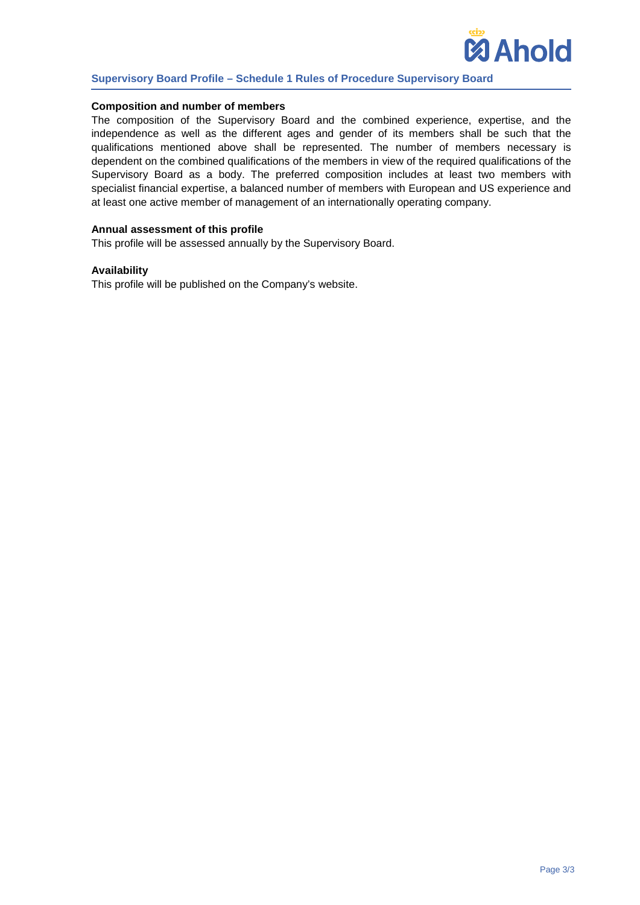**Composition and number of members**

The composition of the Supervisory Board and the combined experience, expertise, and the independence as well as the different ages and gender of its members shall be such that the qualifications mentioned above shall be represented. The number of members necessary is dependent on the combined qualifications of the members in view of the required qualifications of the Supervisory Board as a body. The preferred composition includes at least two members with specialist financial expertise, a balanced number of members with European and US experience and at least one active member of management of an internationally operating company.

**Annual assessment of this profile**

This profile will be assessed annually by the Supervisory Board.

**Availability**

This profile will be published on the Company's website.